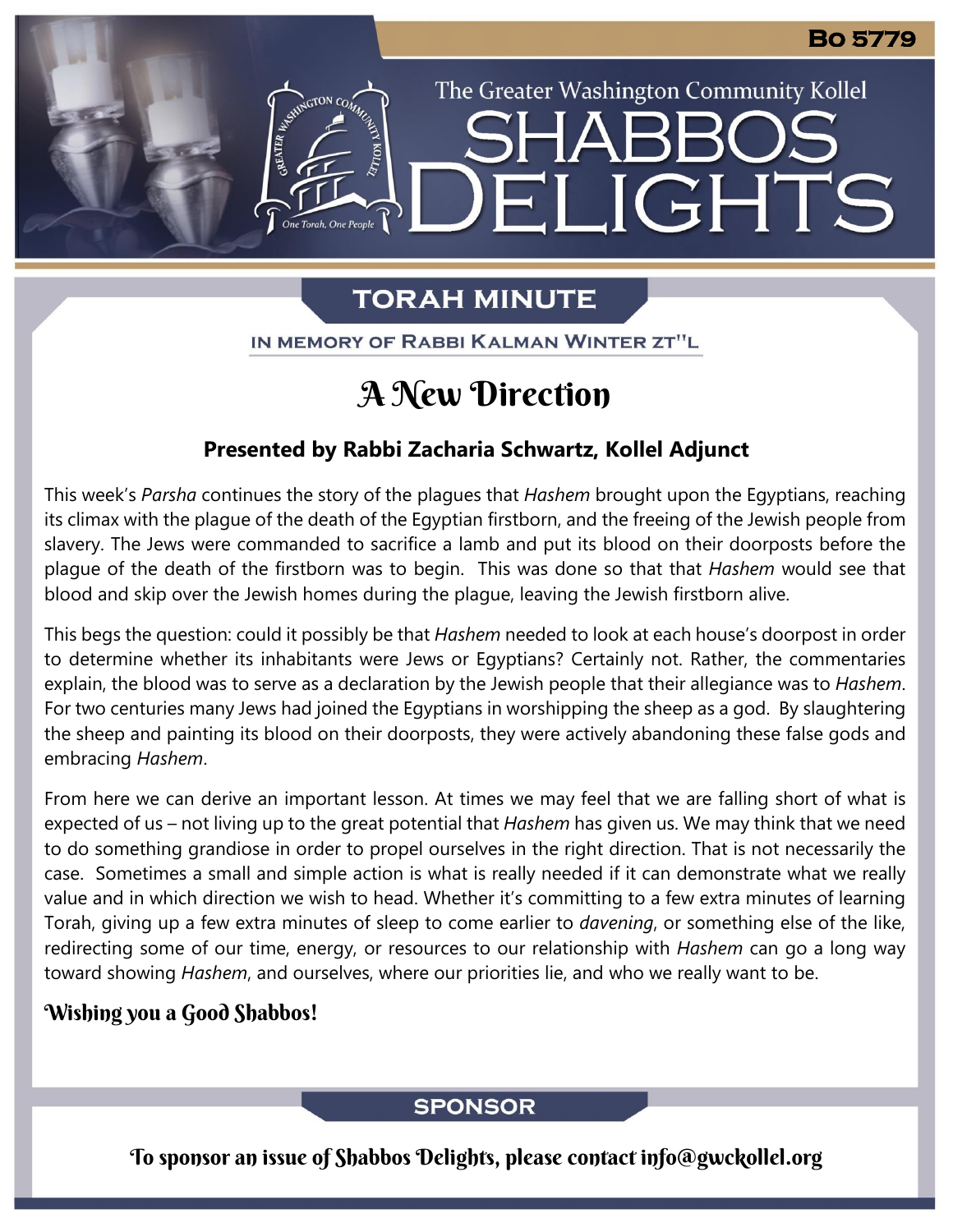Bo 5779

The Greater Washington Community Kollel

# SHABBOS DELIGHTS

## TORAH MINUTE

IN MEMORY OF RABBI KALMAN WINTER ZT"L

# A New Direction

### Presented by Rabbi Zacharia Schwartz, Kollel Adjunct

This week's *Parsha* continues the story of the plagues that *Hashem* brought upon the Egyptians, reaching its climax with the plague of the death of the Egyptian firstborn, and the freeing of the Jewish people from slavery. The Jews were commanded to sacrifice a lamb and put its blood on their doorposts before the plague of the death of the firstborn was to begin. This was done so that that *Hashem* would see that blood and skip over the Jewish homes during the plague, leaving the Jewish firstborn alive.

This begs the question: could it possibly be that *Hashem* needed to look at each house's doorpost in order to determine whether its inhabitants were Jews or Egyptians? Certainly not. Rather, the commentaries explain, the blood was to serve as a declaration by the Jewish people that their allegiance was to *Hashem*. For two centuries many Jews had joined the Egyptians in worshipping the sheep as a god. By slaughtering the sheep and painting its blood on their doorposts, they were actively abandoning these false gods and embracing *Hashem*.

From here we can derive an important lesson. At times we may feel that we are falling short of what is expected of us – not living up to the great potential that *Hashem* has given us. We may think that we need to do something grandiose in order to propel ourselves in the right direction. That is not necessarily the case. Sometimes a small and simple action is what is really needed if it can demonstrate what we really value and in which direction we wish to head. Whether it's committing to a few extra minutes of learning Torah, giving up a few extra minutes of sleep to come earlier to *davening*, or something else of the like, redirecting some of our time, energy, or resources to our relationship with *Hashem* can go a long way toward showing *Hashem*, and ourselves, where our priorities lie, and who we really want to be.

**Wishing you a Good Shabbos!**

## SPONSOR

To sponsor an issue of Shabbos Delights, please contact info@gwckollel.org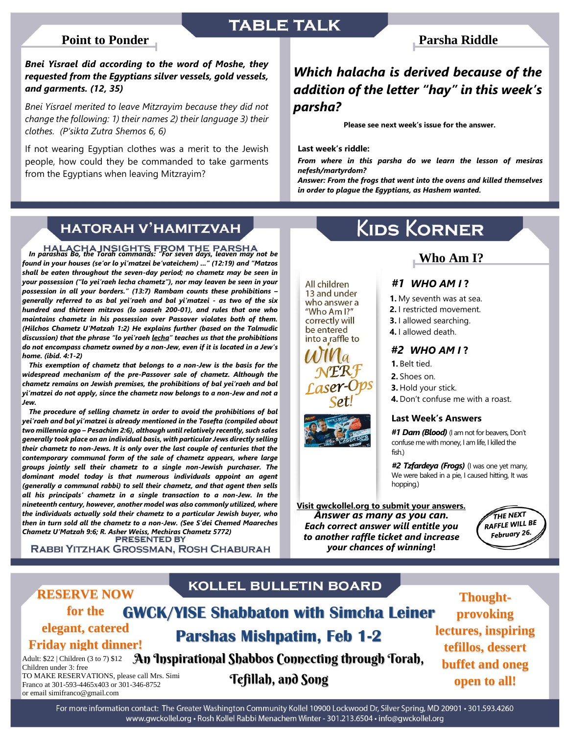# TABLE TALK

## Point to Ponder

***Bnei Yisrael did according to the word of Moshe, they requested from the Egyptians silver vessels, gold vessels, and garments. (12, 35)***

*Bnei Yisrael merited to leave Mitzrayim because they did not change the following: 1) their names 2) their language 3) their clothes. (P'sikta Zutra Shemos 6, 6)*

If not wearing Egyptian clothes was a merit to the Jewish people, how could they be commanded to take garments from the Egyptians when leaving Mitzrayim?

## Parsha Riddle

***Which halacha is derived because of the addition of the letter "hay" in this week's parsha?***

**Please see next week's issue for the answer.**

**Last week's riddle:**

***From where in this parsha do we learn the lesson of mesiras nefesh/martyrdom?***

***Answer: From the frogs that went into the ovens and killed themselves in order to plague the Egyptians, as Hashem wanted.***

# HATORAH V'HAMITZVAH

## HALACHA INSIGHTS FROM THE PARSHA

***In parashas Bo, the Torah commands: "For seven days, leaven may not be found in your houses (se'or lo yi'matzei be'vateichem) …" (12:19) and "Matzos shall be eaten throughout the seven-day period; no chametz may be seen in your possession ("lo yei'raeh lecha chametz"), nor may leaven be seen in your possession in all your borders." (13:7) Rambam counts these prohibitions – generally referred to as bal yei'raeh and bal yi'matzei - as two of the six hundred and thirteen mitzvos (lo saaseh 200-01), and rules that one who maintains chametz in his possession over Passover violates both of them. (Hilchos Chametz U'Matzah 1:2) He explains further (based on the Talmudic discussion) that the phrase "lo yei'raeh <u>lecha</u>" teaches us that the prohibitions do not encompass chametz owned by a non-Jew, even if it is located in a Jew's home. (ibid. 4:1-2)***

***This exemption of chametz that belongs to a non-Jew is the basis for the widespread mechanism of the pre-Passover sale of chametz. Although the chametz remains on Jewish premises, the prohibitions of bal yei'raeh and bal yi'matzei do not apply, since the chametz now belongs to a non-Jew and not a Jew.***

***The procedure of selling chametz in order to avoid the prohibitions of bal yei'raeh and bal yi'matzei is already mentioned in the Tosefta (compiled about two millennia ago – Pesachim 2:6), although until relatively recently, such sales generally took place on an individual basis, with particular Jews directly selling their chametz to non-Jews. It is only over the last couple of centuries that the contemporary communal form of the sale of chametz appears, where large groups jointly sell their chametz to a single non-Jewish purchaser. The dominant model today is that numerous individuals appoint an agent (generally a communal rabbi) to sell their chametz, and that agent then sells all his principals' chametz in a single transaction to a non-Jew. In the nineteenth century, however, another model was also commonly utilized, where the individuals actually sold their chametz to a particular Jewish buyer, who then in turn sold all the chametz to a non-Jew. (See S'dei Chemed Maareches Chametz U'Matzah 9:6; R. Asher Weiss, Mechiras Chametz 5772)***

PRESENTED BY
RABBI YITZHAK GROSSMAN, ROSH CHABURAH

# KIDS KORNER

## Who Am I?

All children 13 and under who answer a "Who Am I?" correctly will be entered into a raffle to Win a NERF Laser-Ops Set!

### #1 WHO AM I ?

1. My seventh was at sea.
2. I restricted movement.
3. I allowed searching.
4. I allowed death.

### #2 WHO AM I ?

1. Belt tied.
2. Shoes on.
3. Hold your stick.
4. Don't confuse me with a roast.

### Last Week's Answers

***#1 Dam (Blood)*** (I am not for beavers, Don't confuse me with money, I am life, I killed the fish.)

***#2 Tzfardeya (Frogs)*** (I was one yet many, We were baked in a pie, I caused hitting, It was hopping.)

**<u>Visit gwckollel.org to submit your answers.</u>**
***Answer as many as you can. Each correct answer will entitle you to another raffle ticket and increase your chances of winning!***

*THE NEXT RAFFLE WILL BE February 26.*

# KOLLEL BULLETIN BOARD

**RESERVE NOW for the elegant, catered Friday night dinner!**

Adult: $22 | Children (3 to 7) $12
Children under 3: free
TO MAKE RESERVATIONS, please call Mrs. Simi Franco at 301-593-4465x403 or 301-346-8752 or email simifranco@gmail.com

**GWCK/YISE Shabbaton with Simcha Leiner**

**Parshas Mishpatim, Feb 1-2**

**An Inspirational Shabbos Connecting through Torah, Tefillah, and Song**

**Thought-provoking lectures, inspiring tefillos, dessert buffet and oneg open to all!**

For more information contact: The Greater Washington Community Kollel 10900 Lockwood Dr, Silver Spring, MD 20901 • 301.593.4260
www.gwckollel.org • Rosh Kollel Rabbi Menachem Winter - 301.213.6504 • info@gwckollel.org